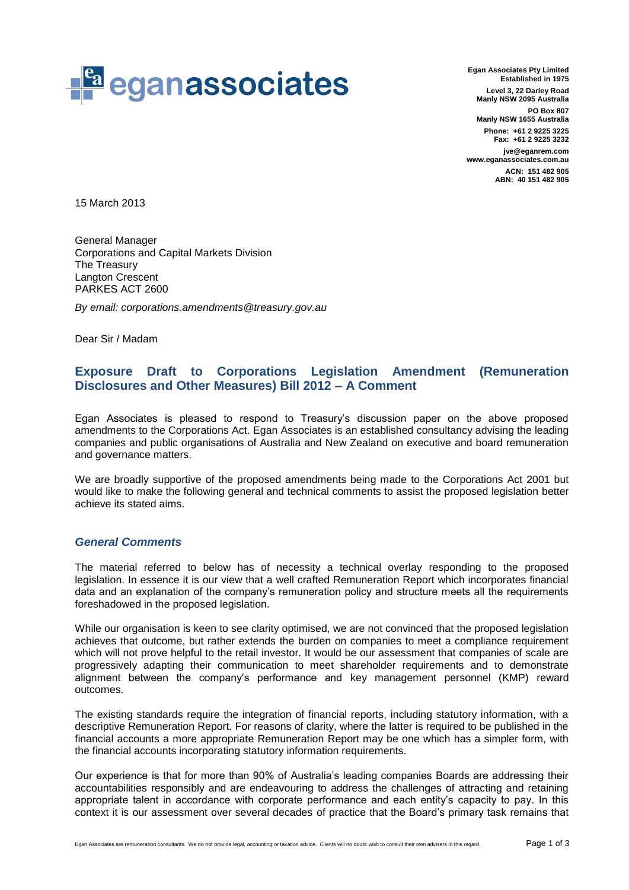**Egan Associates Pty Limited**
**Established in 1975**

**Level 3, 22 Darley Road**
**Manly NSW 2095 Australia**

**PO Box 807**
**Manly NSW 1655 Australia**

**Phone: +61 2 9225 3225**
**Fax: +61 2 9225 3232**

**jve@eganrem.com**
**www.eganassociates.com.au**

**ACN: 151 482 905**
**ABN: 40 151 482 905**

15 March 2013

General Manager
Corporations and Capital Markets Division
The Treasury
Langton Crescent
PARKES ACT 2600

*By email: corporations.amendments@treasury.gov.au*

Dear Sir / Madam

## Exposure Draft to Corporations Legislation Amendment (Remuneration Disclosures and Other Measures) Bill 2012 – A Comment

Egan Associates is pleased to respond to Treasury's discussion paper on the above proposed amendments to the Corporations Act. Egan Associates is an established consultancy advising the leading companies and public organisations of Australia and New Zealand on executive and board remuneration and governance matters.

We are broadly supportive of the proposed amendments being made to the Corporations Act 2001 but would like to make the following general and technical comments to assist the proposed legislation better achieve its stated aims.

### *General Comments*

The material referred to below has of necessity a technical overlay responding to the proposed legislation. In essence it is our view that a well crafted Remuneration Report which incorporates financial data and an explanation of the company's remuneration policy and structure meets all the requirements foreshadowed in the proposed legislation.

While our organisation is keen to see clarity optimised, we are not convinced that the proposed legislation achieves that outcome, but rather extends the burden on companies to meet a compliance requirement which will not prove helpful to the retail investor. It would be our assessment that companies of scale are progressively adapting their communication to meet shareholder requirements and to demonstrate alignment between the company's performance and key management personnel (KMP) reward outcomes.

The existing standards require the integration of financial reports, including statutory information, with a descriptive Remuneration Report. For reasons of clarity, where the latter is required to be published in the financial accounts a more appropriate Remuneration Report may be one which has a simpler form, with the financial accounts incorporating statutory information requirements.

Our experience is that for more than 90% of Australia's leading companies Boards are addressing their accountabilities responsibly and are endeavouring to address the challenges of attracting and retaining appropriate talent in accordance with corporate performance and each entity's capacity to pay. In this context it is our assessment over several decades of practice that the Board's primary task remains that

Egan Associates are remuneration consultants. We do not provide legal, accounting or taxation advice. Clients will no doubt wish to consult their own advisers in this regard.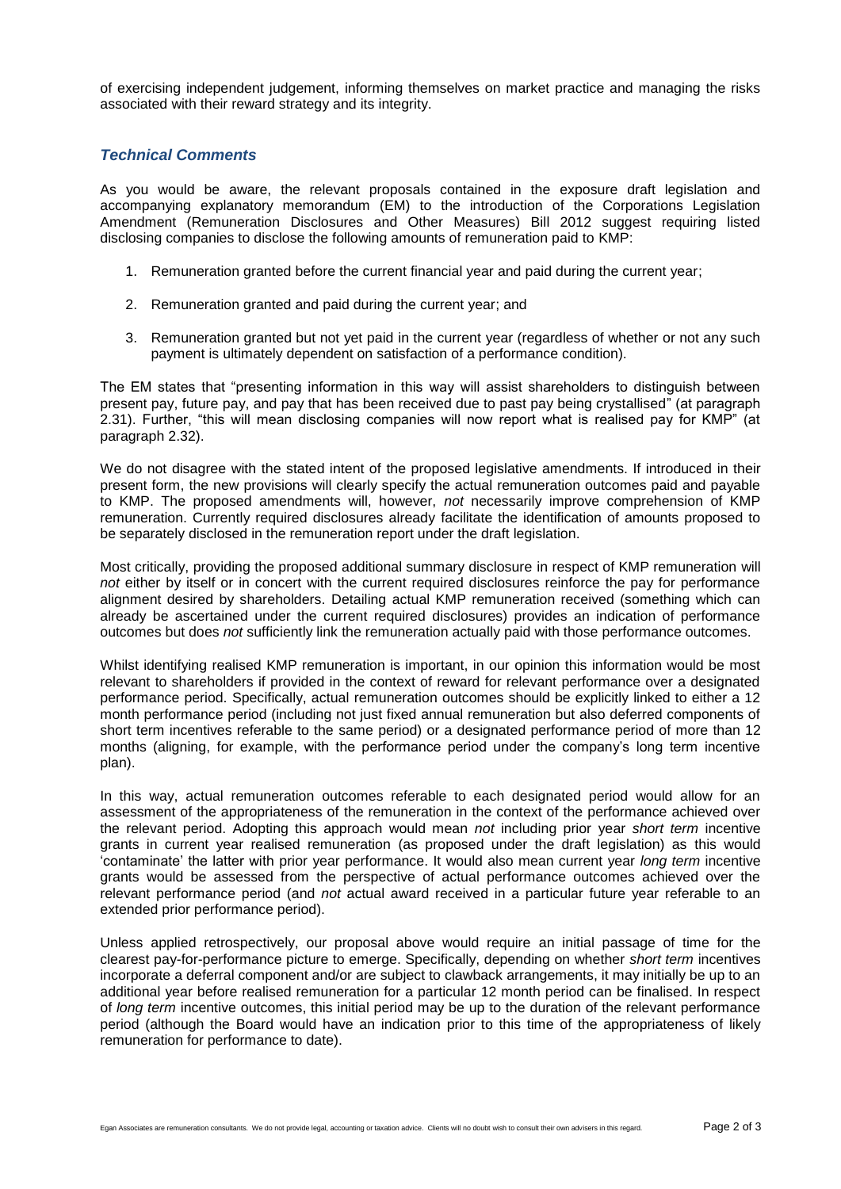of exercising independent judgement, informing themselves on market practice and managing the risks associated with their reward strategy and its integrity.

## *Technical Comments*

As you would be aware, the relevant proposals contained in the exposure draft legislation and accompanying explanatory memorandum (EM) to the introduction of the Corporations Legislation Amendment (Remuneration Disclosures and Other Measures) Bill 2012 suggest requiring listed disclosing companies to disclose the following amounts of remuneration paid to KMP:

1. Remuneration granted before the current financial year and paid during the current year;
2. Remuneration granted and paid during the current year; and
3. Remuneration granted but not yet paid in the current year (regardless of whether or not any such payment is ultimately dependent on satisfaction of a performance condition).

The EM states that "presenting information in this way will assist shareholders to distinguish between present pay, future pay, and pay that has been received due to past pay being crystallised" (at paragraph 2.31). Further, "this will mean disclosing companies will now report what is realised pay for KMP" (at paragraph 2.32).

We do not disagree with the stated intent of the proposed legislative amendments. If introduced in their present form, the new provisions will clearly specify the actual remuneration outcomes paid and payable to KMP. The proposed amendments will, however, *not* necessarily improve comprehension of KMP remuneration. Currently required disclosures already facilitate the identification of amounts proposed to be separately disclosed in the remuneration report under the draft legislation.

Most critically, providing the proposed additional summary disclosure in respect of KMP remuneration will *not* either by itself or in concert with the current required disclosures reinforce the pay for performance alignment desired by shareholders. Detailing actual KMP remuneration received (something which can already be ascertained under the current required disclosures) provides an indication of performance outcomes but does *not* sufficiently link the remuneration actually paid with those performance outcomes.

Whilst identifying realised KMP remuneration is important, in our opinion this information would be most relevant to shareholders if provided in the context of reward for relevant performance over a designated performance period. Specifically, actual remuneration outcomes should be explicitly linked to either a 12 month performance period (including not just fixed annual remuneration but also deferred components of short term incentives referable to the same period) or a designated performance period of more than 12 months (aligning, for example, with the performance period under the company's long term incentive plan).

In this way, actual remuneration outcomes referable to each designated period would allow for an assessment of the appropriateness of the remuneration in the context of the performance achieved over the relevant period. Adopting this approach would mean *not* including prior year *short term* incentive grants in current year realised remuneration (as proposed under the draft legislation) as this would 'contaminate' the latter with prior year performance. It would also mean current year *long term* incentive grants would be assessed from the perspective of actual performance outcomes achieved over the relevant performance period (and *not* actual award received in a particular future year referable to an extended prior performance period).

Unless applied retrospectively, our proposal above would require an initial passage of time for the clearest pay-for-performance picture to emerge. Specifically, depending on whether *short term* incentives incorporate a deferral component and/or are subject to clawback arrangements, it may initially be up to an additional year before realised remuneration for a particular 12 month period can be finalised. In respect of *long term* incentive outcomes, this initial period may be up to the duration of the relevant performance period (although the Board would have an indication prior to this time of the appropriateness of likely remuneration for performance to date).

Egan Associates are remuneration consultants. We do not provide legal, accounting or taxation advice. Clients will no doubt wish to consult their own advisers in this regard.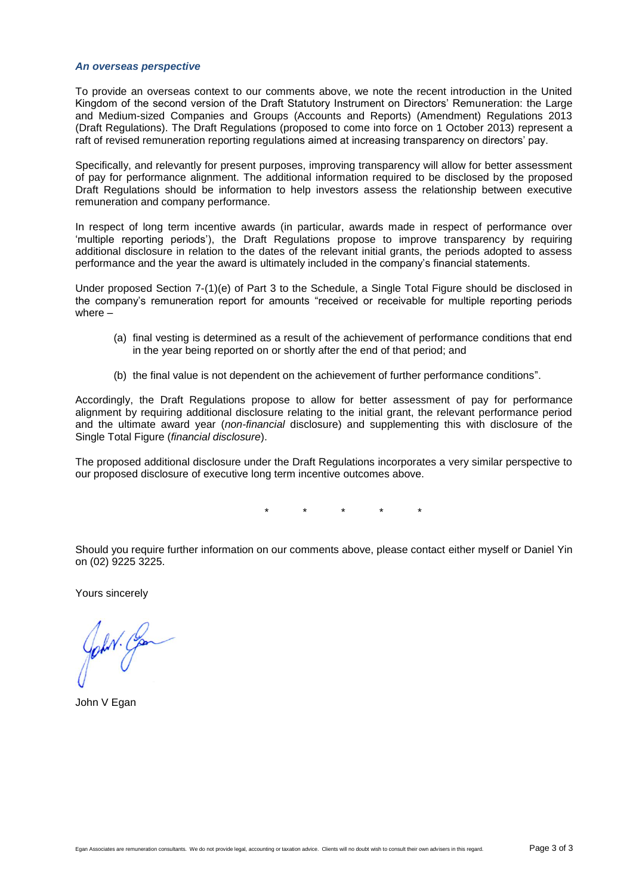### *An overseas perspective*

To provide an overseas context to our comments above, we note the recent introduction in the United Kingdom of the second version of the Draft Statutory Instrument on Directors' Remuneration: the Large and Medium-sized Companies and Groups (Accounts and Reports) (Amendment) Regulations 2013 (Draft Regulations). The Draft Regulations (proposed to come into force on 1 October 2013) represent a raft of revised remuneration reporting regulations aimed at increasing transparency on directors' pay.

Specifically, and relevantly for present purposes, improving transparency will allow for better assessment of pay for performance alignment. The additional information required to be disclosed by the proposed Draft Regulations should be information to help investors assess the relationship between executive remuneration and company performance.

In respect of long term incentive awards (in particular, awards made in respect of performance over 'multiple reporting periods'), the Draft Regulations propose to improve transparency by requiring additional disclosure in relation to the dates of the relevant initial grants, the periods adopted to assess performance and the year the award is ultimately included in the company's financial statements.

Under proposed Section 7-(1)(e) of Part 3 to the Schedule, a Single Total Figure should be disclosed in the company's remuneration report for amounts "received or receivable for multiple reporting periods where –

(a) final vesting is determined as a result of the achievement of performance conditions that end in the year being reported on or shortly after the end of that period; and

(b) the final value is not dependent on the achievement of further performance conditions".

Accordingly, the Draft Regulations propose to allow for better assessment of pay for performance alignment by requiring additional disclosure relating to the initial grant, the relevant performance period and the ultimate award year (*non-financial* disclosure) and supplementing this with disclosure of the Single Total Figure (*financial disclosure*).

The proposed additional disclosure under the Draft Regulations incorporates a very similar perspective to our proposed disclosure of executive long term incentive outcomes above.

\*    \*    \*    \*    \*

Should you require further information on our comments above, please contact either myself or Daniel Yin on (02) 9225 3225.

Yours sincerely

John V Egan

Egan Associates are remuneration consultants. We do not provide legal, accounting or taxation advice. Clients will no doubt wish to consult their own advisers in this regard.